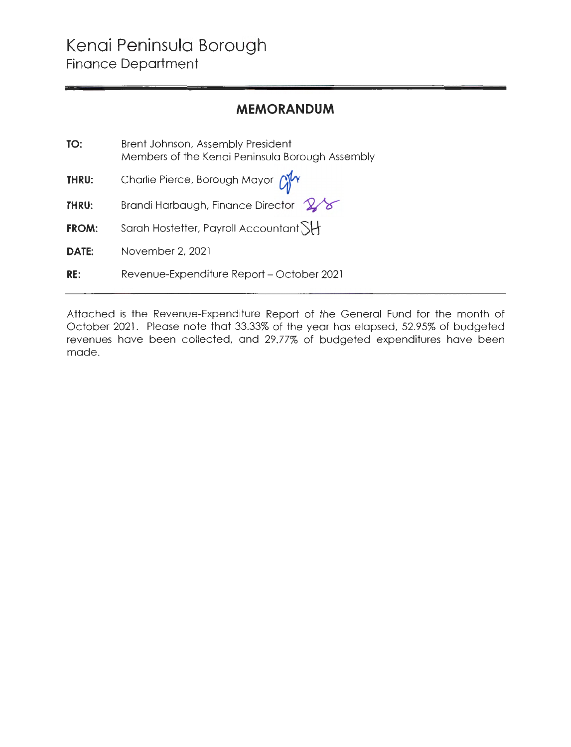# Kenai Peninsula Borough

## Finance Department

## MEMORANDUM

**TO:** Brent Johnson, Assembly President
Members of the Kenai Peninsula Borough Assembly

**THRU:** Charlie Pierce, Borough Mayor

**THRU:** Brandi Harbaugh, Finance Director

**FROM:** Sarah Hostetter, Payroll Accountant

**DATE:** November 2, 2021

**RE:** Revenue-Expenditure Report – October 2021

---

Attached is the Revenue-Expenditure Report of the General Fund for the month of October 2021. Please note that 33.33% of the year has elapsed, 52.95% of budgeted revenues have been collected, and 29.77% of budgeted expenditures have been made.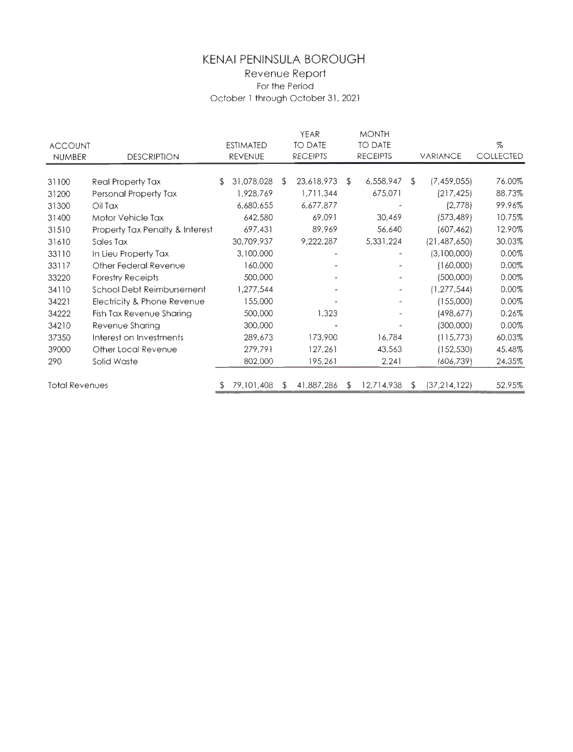# KENAI PENINSULA BOROUGH

## Revenue Report

For the Period

October 1 through October 31, 2021

| ACCOUNT NUMBER | DESCRIPTION | ESTIMATED REVENUE | YEAR TO DATE RECEIPTS | MONTH TO DATE RECEIPTS | VARIANCE | % COLLECTED |
|---|---|---|---|---|---|---|
| 31100 | Real Property Tax | $ 31,078,028 | $ 23,618,973 | $ 6,558,947 | $ (7,459,055) | 76.00% |
| 31200 | Personal Property Tax | 1,928,769 | 1,711,344 | 675,071 | (217,425) | 88.73% |
| 31300 | Oil Tax | 6,680,655 | 6,677,877 | - | (2,778) | 99.96% |
| 31400 | Motor Vehicle Tax | 642,580 | 69,091 | 30,469 | (573,489) | 10.75% |
| 31510 | Property Tax Penalty & Interest | 697,431 | 89,969 | 56,640 | (607,462) | 12.90% |
| 31610 | Sales Tax | 30,709,937 | 9,222,287 | 5,331,224 | (21,487,650) | 30.03% |
| 33110 | In Lieu Property Tax | 3,100,000 | - | - | (3,100,000) | 0.00% |
| 33117 | Other Federal Revenue | 160,000 | - | - | (160,000) | 0.00% |
| 33220 | Forestry Receipts | 500,000 | - | - | (500,000) | 0.00% |
| 34110 | School Debt Reimbursement | 1,277,544 | - | - | (1,277,544) | 0.00% |
| 34221 | Electricity & Phone Revenue | 155,000 | - | - | (155,000) | 0.00% |
| 34222 | Fish Tax Revenue Sharing | 500,000 | 1,323 | - | (498,677) | 0.26% |
| 34210 | Revenue Sharing | 300,000 | - | - | (300,000) | 0.00% |
| 37350 | Interest on Investments | 289,673 | 173,900 | 16,784 | (115,773) | 60.03% |
| 39000 | Other Local Revenue | 279,791 | 127,261 | 43,563 | (152,530) | 45.48% |
| 290 | Solid Waste | 802,000 | 195,261 | 2,241 | (606,739) | 24.35% |
| Total Revenues | | $ 79,101,408 | $ 41,887,286 | $ 12,714,938 | $ (37,214,122) | 52.95% |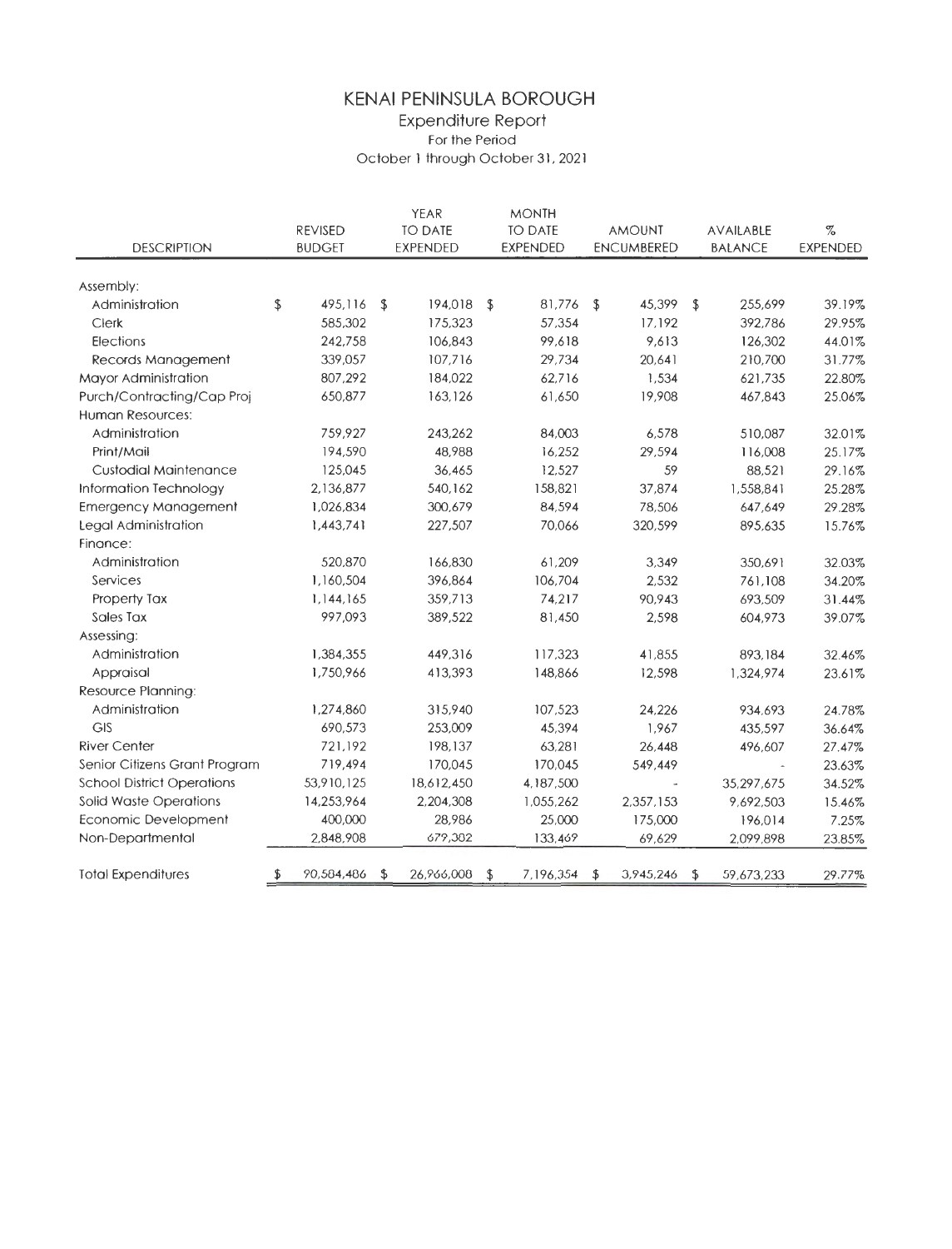# KENAI PENINSULA BOROUGH

Expenditure Report

For the Period

October 1 through October 31, 2021

| DESCRIPTION | REVISED BUDGET | YEAR TO DATE EXPENDED | MONTH TO DATE EXPENDED | AMOUNT ENCUMBERED | AVAILABLE BALANCE | % EXPENDED |
|---|---|---|---|---|---|---|
| Assembly: | | | | | | |
| Administration | $ 495,116 | $ 194,018 | $ 81,776 | $ 45,399 | $ 255,699 | 39.19% |
| Clerk | 585,302 | 175,323 | 57,354 | 17,192 | 392,786 | 29.95% |
| Elections | 242,758 | 106,843 | 99,618 | 9,613 | 126,302 | 44.01% |
| Records Management | 339,057 | 107,716 | 29,734 | 20,641 | 210,700 | 31.77% |
| Mayor Administration | 807,292 | 184,022 | 62,716 | 1,534 | 621,735 | 22.80% |
| Purch/Contracting/Cap Proj | 650,877 | 163,126 | 61,650 | 19,908 | 467,843 | 25.06% |
| Human Resources: | | | | | | |
| Administration | 759,927 | 243,262 | 84,003 | 6,578 | 510,087 | 32.01% |
| Print/Mail | 194,590 | 48,988 | 16,252 | 29,594 | 116,008 | 25.17% |
| Custodial Maintenance | 125,045 | 36,465 | 12,527 | 59 | 88,521 | 29.16% |
| Information Technology | 2,136,877 | 540,162 | 158,821 | 37,874 | 1,558,841 | 25.28% |
| Emergency Management | 1,026,834 | 300,679 | 84,594 | 78,506 | 647,649 | 29.28% |
| Legal Administration | 1,443,741 | 227,507 | 70,066 | 320,599 | 895,635 | 15.76% |
| Finance: | | | | | | |
| Administration | 520,870 | 166,830 | 61,209 | 3,349 | 350,691 | 32.03% |
| Services | 1,160,504 | 396,864 | 106,704 | 2,532 | 761,108 | 34.20% |
| Property Tax | 1,144,165 | 359,713 | 74,217 | 90,943 | 693,509 | 31.44% |
| Sales Tax | 997,093 | 389,522 | 81,450 | 2,598 | 604,973 | 39.07% |
| Assessing: | | | | | | |
| Administration | 1,384,355 | 449,316 | 117,323 | 41,855 | 893,184 | 32.46% |
| Appraisal | 1,750,966 | 413,393 | 148,866 | 12,598 | 1,324,974 | 23.61% |
| Resource Planning: | | | | | | |
| Administration | 1,274,860 | 315,940 | 107,523 | 24,226 | 934,693 | 24.78% |
| GIS | 690,573 | 253,009 | 45,394 | 1,967 | 435,597 | 36.64% |
| River Center | 721,192 | 198,137 | 63,281 | 26,448 | 496,607 | 27.47% |
| Senior Citizens Grant Program | 719,494 | 170,045 | 170,045 | 549,449 | - | 23.63% |
| School District Operations | 53,910,125 | 18,612,450 | 4,187,500 | - | 35,297,675 | 34.52% |
| Solid Waste Operations | 14,253,964 | 2,204,308 | 1,055,262 | 2,357,153 | 9,692,503 | 15.46% |
| Economic Development | 400,000 | 28,986 | 25,000 | 175,000 | 196,014 | 7.25% |
| Non-Departmental | 2,848,908 | 679,302 | 133,469 | 69,629 | 2,099,898 | 23.85% |
| Total Expenditures | $ 90,584,486 | $ 26,966,008 | $ 7,196,354 | $ 3,945,246 | $ 59,673,233 | 29.77% |